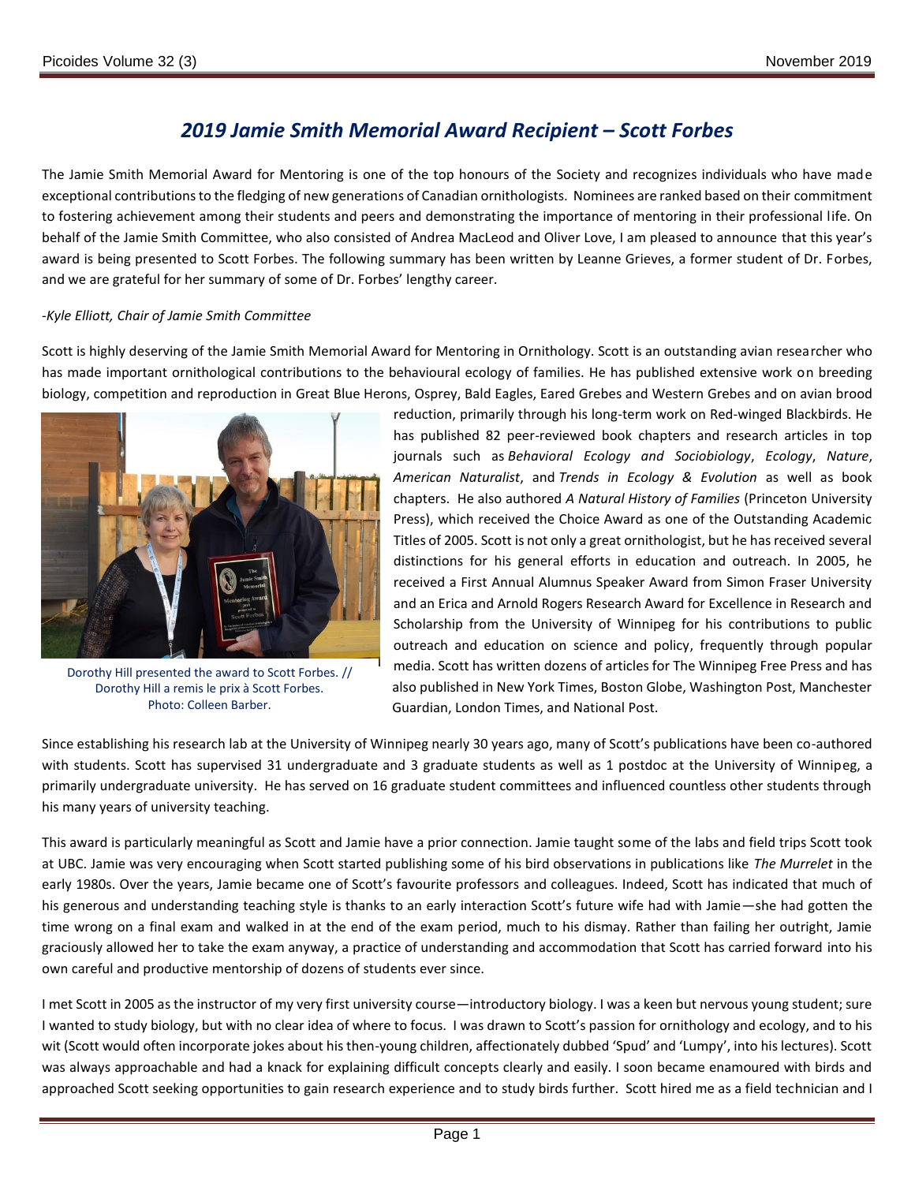# 2019 Jamie Smith Memorial Award Recipient – Scott Forbes

The Jamie Smith Memorial Award for Mentoring is one of the top honours of the Society and recognizes individuals who have made exceptional contributions to the fledging of new generations of Canadian ornithologists. Nominees are ranked based on their commitment to fostering achievement among their students and peers and demonstrating the importance of mentoring in their professional life. On behalf of the Jamie Smith Committee, who also consisted of Andrea MacLeod and Oliver Love, I am pleased to announce that this year's award is being presented to Scott Forbes. The following summary has been written by Leanne Grieves, a former student of Dr. Forbes, and we are grateful for her summary of some of Dr. Forbes' lengthy career.

*-Kyle Elliott, Chair of Jamie Smith Committee*

Scott is highly deserving of the Jamie Smith Memorial Award for Mentoring in Ornithology. Scott is an outstanding avian researcher who has made important ornithological contributions to the behavioural ecology of families. He has published extensive work on breeding biology, competition and reproduction in Great Blue Herons, Osprey, Bald Eagles, Eared Grebes and Western Grebes and on avian brood reduction, primarily through his long-term work on Red-winged Blackbirds. He has published 82 peer-reviewed book chapters and research articles in top journals such as *Behavioral Ecology and Sociobiology*, *Ecology*, *Nature*, *American Naturalist*, and *Trends in Ecology & Evolution* as well as book chapters. He also authored *A Natural History of Families* (Princeton University Press), which received the Choice Award as one of the Outstanding Academic Titles of 2005. Scott is not only a great ornithologist, but he has received several distinctions for his general efforts in education and outreach. In 2005, he received a First Annual Alumnus Speaker Award from Simon Fraser University and an Erica and Arnold Rogers Research Award for Excellence in Research and Scholarship from the University of Winnipeg for his contributions to public outreach and education on science and policy, frequently through popular media. Scott has written dozens of articles for The Winnipeg Free Press and has also published in New York Times, Boston Globe, Washington Post, Manchester Guardian, London Times, and National Post.

Dorothy Hill presented the award to Scott Forbes. // Dorothy Hill a remis le prix à Scott Forbes. Photo: Colleen Barber.

Since establishing his research lab at the University of Winnipeg nearly 30 years ago, many of Scott's publications have been co-authored with students. Scott has supervised 31 undergraduate and 3 graduate students as well as 1 postdoc at the University of Winnipeg, a primarily undergraduate university. He has served on 16 graduate student committees and influenced countless other students through his many years of university teaching.

This award is particularly meaningful as Scott and Jamie have a prior connection. Jamie taught some of the labs and field trips Scott took at UBC. Jamie was very encouraging when Scott started publishing some of his bird observations in publications like *The Murrelet* in the early 1980s. Over the years, Jamie became one of Scott's favourite professors and colleagues. Indeed, Scott has indicated that much of his generous and understanding teaching style is thanks to an early interaction Scott's future wife had with Jamie—she had gotten the time wrong on a final exam and walked in at the end of the exam period, much to his dismay. Rather than failing her outright, Jamie graciously allowed her to take the exam anyway, a practice of understanding and accommodation that Scott has carried forward into his own careful and productive mentorship of dozens of students ever since.

I met Scott in 2005 as the instructor of my very first university course—introductory biology. I was a keen but nervous young student; sure I wanted to study biology, but with no clear idea of where to focus. I was drawn to Scott's passion for ornithology and ecology, and to his wit (Scott would often incorporate jokes about his then-young children, affectionately dubbed 'Spud' and 'Lumpy', into his lectures). Scott was always approachable and had a knack for explaining difficult concepts clearly and easily. I soon became enamoured with birds and approached Scott seeking opportunities to gain research experience and to study birds further. Scott hired me as a field technician and I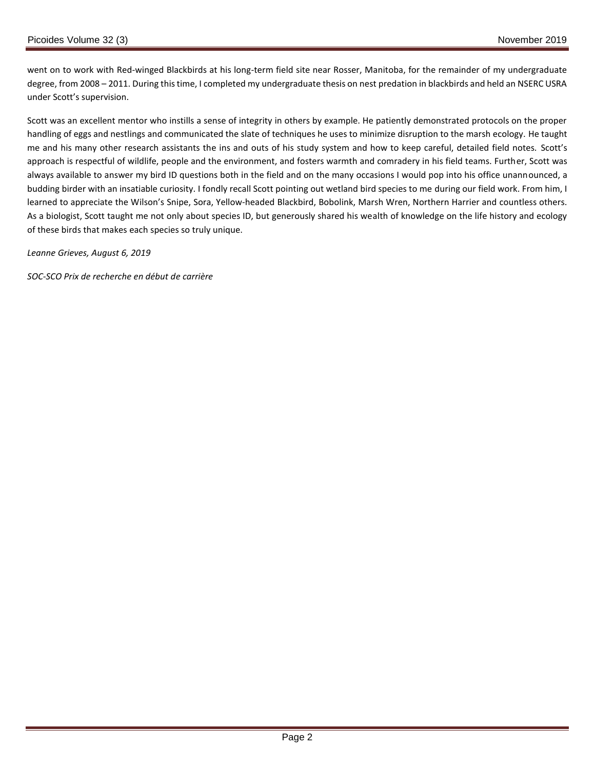went on to work with Red-winged Blackbirds at his long-term field site near Rosser, Manitoba, for the remainder of my undergraduate degree, from 2008 – 2011. During this time, I completed my undergraduate thesis on nest predation in blackbirds and held an NSERC USRA under Scott's supervision.

Scott was an excellent mentor who instills a sense of integrity in others by example. He patiently demonstrated protocols on the proper handling of eggs and nestlings and communicated the slate of techniques he uses to minimize disruption to the marsh ecology. He taught me and his many other research assistants the ins and outs of his study system and how to keep careful, detailed field notes. Scott's approach is respectful of wildlife, people and the environment, and fosters warmth and comradery in his field teams. Further, Scott was always available to answer my bird ID questions both in the field and on the many occasions I would pop into his office unannounced, a budding birder with an insatiable curiosity. I fondly recall Scott pointing out wetland bird species to me during our field work. From him, I learned to appreciate the Wilson's Snipe, Sora, Yellow-headed Blackbird, Bobolink, Marsh Wren, Northern Harrier and countless others. As a biologist, Scott taught me not only about species ID, but generously shared his wealth of knowledge on the life history and ecology of these birds that makes each species so truly unique.

*Leanne Grieves, August 6, 2019*

*SOC-SCO Prix de recherche en début de carrière*